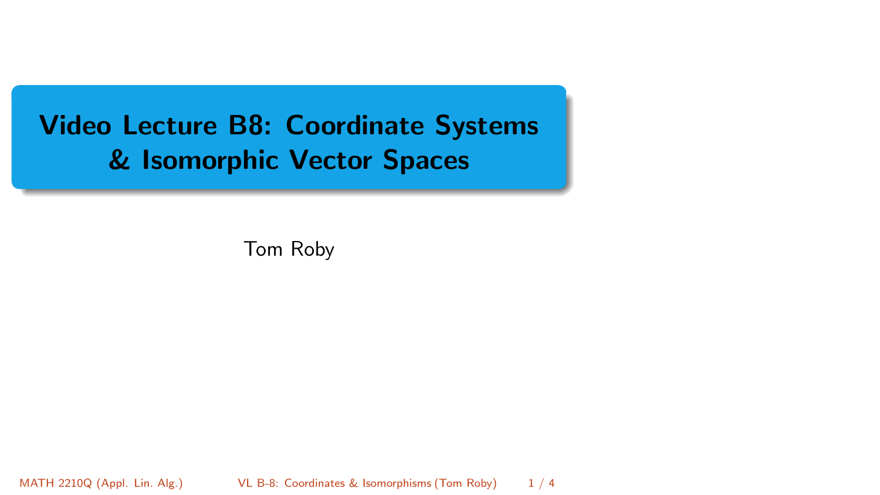# Video Lecture B8: Coordinate Systems & Isomorphic Vector Spaces

Tom Roby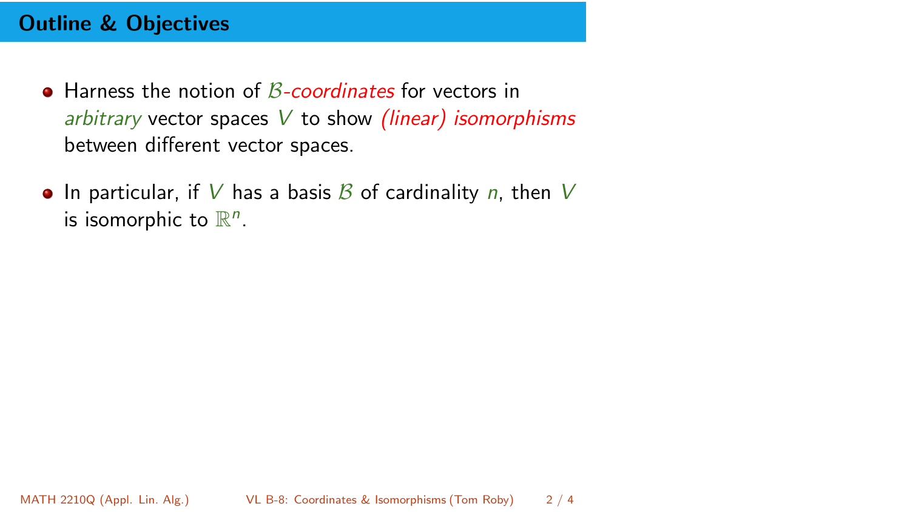## Outline & Objectives

- Harness the notion of $\mathcal{B}$*-coordinates* for vectors in *arbitrary* vector spaces $V$ to show *(linear) isomorphisms* between different vector spaces.

- In particular, if $V$ has a basis $\mathcal{B}$ of cardinality $n$, then $V$ is isomorphic to $\mathbb{R}^n$.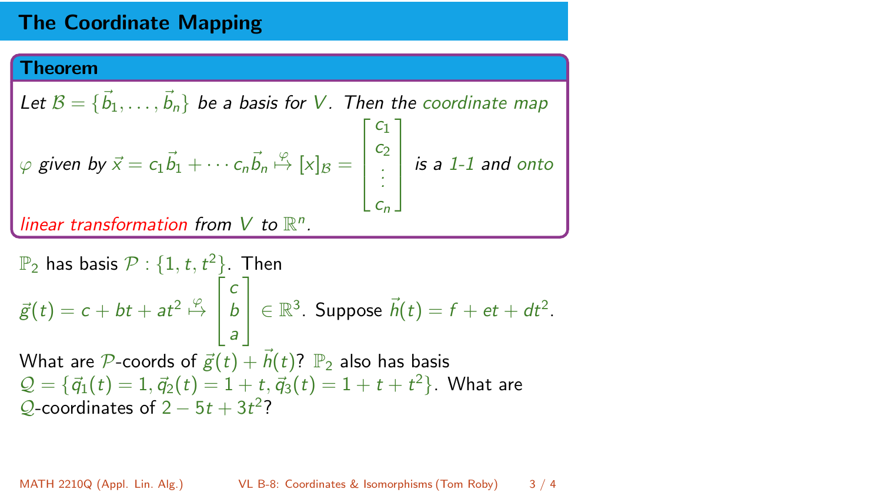## The Coordinate Mapping

**Theorem**

*Let $\mathcal{B} = \{\vec{b}_1, \ldots, \vec{b}_n\}$ be a basis for $V$. Then the coordinate map $\varphi$ given by $\vec{x} = c_1\vec{b}_1 + \cdots c_n\vec{b}_n \overset{\varphi}{\mapsto} [x]_{\mathcal{B}} = \begin{bmatrix} c_1 \\ c_2 \\ \vdots \\ c_n \end{bmatrix}$ is a 1-1 and onto linear transformation from $V$ to $\mathbb{R}^n$.*

$\mathbb{P}_2$ has basis $\mathcal{P} : \{1, t, t^2\}$. Then $\vec{g}(t) = c + bt + at^2 \overset{\varphi}{\mapsto} \begin{bmatrix} c \\ b \\ a \end{bmatrix} \in \mathbb{R}^3$. Suppose $\vec{h}(t) = f + et + dt^2$. What are $\mathcal{P}$-coords of $\vec{g}(t) + \vec{h}(t)$? $\mathbb{P}_2$ also has basis $\mathcal{Q} = \{\vec{q}_1(t) = 1, \vec{q}_2(t) = 1 + t, \vec{q}_3(t) = 1 + t + t^2\}$. What are $\mathcal{Q}$-coordinates of $2 - 5t + 3t^2$?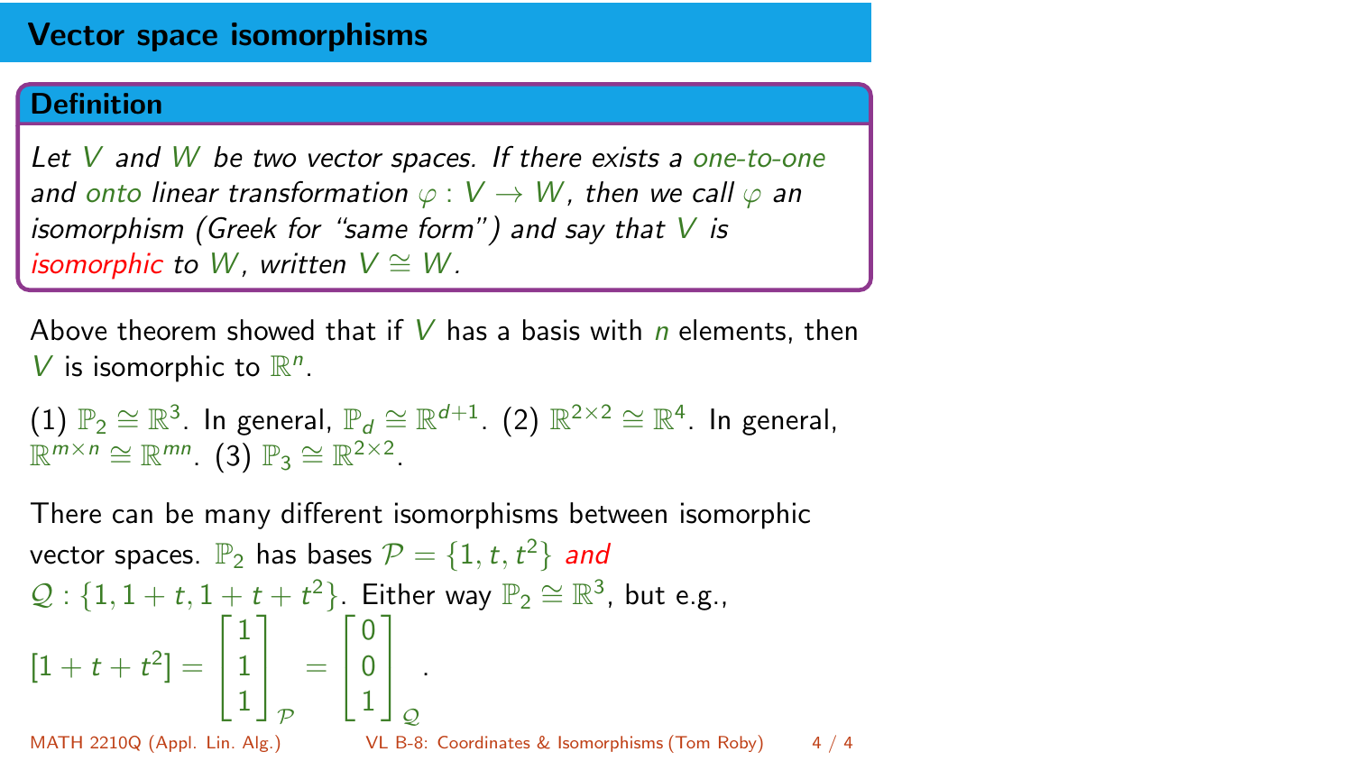# Vector space isomorphisms

### Definition

*Let $V$ and $W$ be two vector spaces. If there exists a one-to-one and onto linear transformation $\varphi : V \to W$, then we call $\varphi$ an isomorphism (Greek for "same form") and say that $V$ is isomorphic to $W$, written $V \cong W$.*

Above theorem showed that if $V$ has a basis with $n$ elements, then $V$ is isomorphic to $\mathbb{R}^n$.

(1) $\mathbb{P}_2 \cong \mathbb{R}^3$. In general, $\mathbb{P}_d \cong \mathbb{R}^{d+1}$. (2) $\mathbb{R}^{2\times 2} \cong \mathbb{R}^4$. In general, $\mathbb{R}^{m\times n} \cong \mathbb{R}^{mn}$. (3) $\mathbb{P}_3 \cong \mathbb{R}^{2\times 2}$.

There can be many different isomorphisms between isomorphic vector spaces. $\mathbb{P}_2$ has bases $\mathcal{P} = \{1, t, t^2\}$ *and* $\mathcal{Q} : \{1, 1+t, 1+t+t^2\}$. Either way $\mathbb{P}_2 \cong \mathbb{R}^3$, but e.g.,

$$[1+t+t^2] = \begin{bmatrix} 1 \\ 1 \\ 1 \end{bmatrix}_{\mathcal{P}} = \begin{bmatrix} 0 \\ 0 \\ 1 \end{bmatrix}_{\mathcal{Q}}.$$